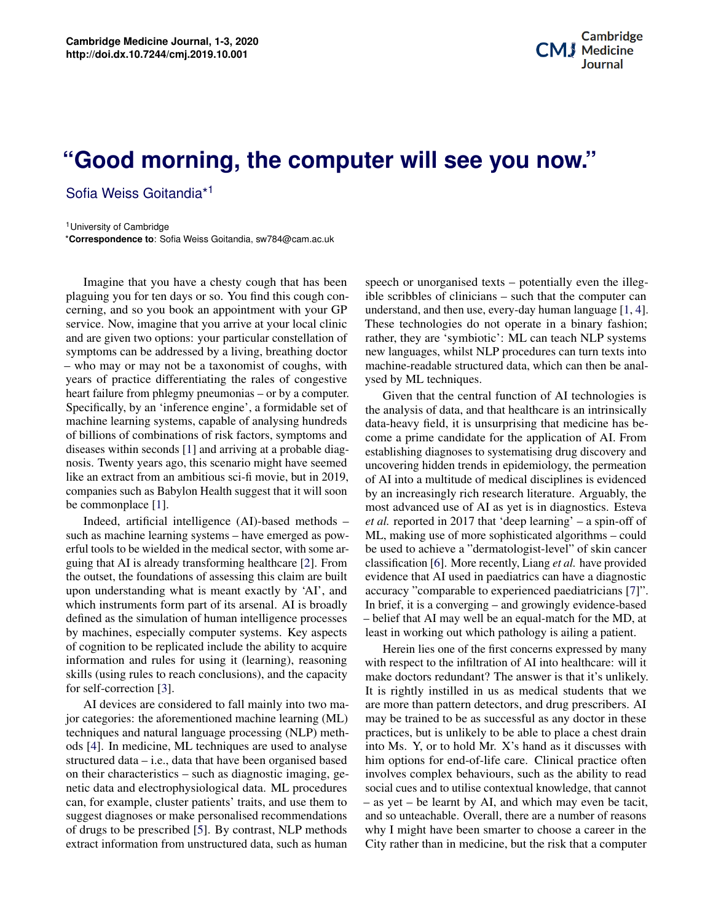# "Good morning, the computer will see you now."

Sofia Weiss Goitandia*[1]

[1]University of Cambridge
***Correspondence to**: Sofia Weiss Goitandia, sw784@cam.ac.uk

Imagine that you have a chesty cough that has been plaguing you for ten days or so. You find this cough concerning, and so you book an appointment with your GP service. Now, imagine that you arrive at your local clinic and are given two options: your particular constellation of symptoms can be addressed by a living, breathing doctor – who may or may not be a taxonomist of coughs, with years of practice differentiating the rales of congestive heart failure from phlegmy pneumonias – or by a computer. Specifically, by an 'inference engine', a formidable set of machine learning systems, capable of analysing hundreds of billions of combinations of risk factors, symptoms and diseases within seconds [1] and arriving at a probable diagnosis. Twenty years ago, this scenario might have seemed like an extract from an ambitious sci-fi movie, but in 2019, companies such as Babylon Health suggest that it will soon be commonplace [1].

Indeed, artificial intelligence (AI)-based methods – such as machine learning systems – have emerged as powerful tools to be wielded in the medical sector, with some arguing that AI is already transforming healthcare [2]. From the outset, the foundations of assessing this claim are built upon understanding what is meant exactly by 'AI', and which instruments form part of its arsenal. AI is broadly defined as the simulation of human intelligence processes by machines, especially computer systems. Key aspects of cognition to be replicated include the ability to acquire information and rules for using it (learning), reasoning skills (using rules to reach conclusions), and the capacity for self-correction [3].

AI devices are considered to fall mainly into two major categories: the aforementioned machine learning (ML) techniques and natural language processing (NLP) methods [4]. In medicine, ML techniques are used to analyse structured data – i.e., data that have been organised based on their characteristics – such as diagnostic imaging, genetic data and electrophysiological data. ML procedures can, for example, cluster patients' traits, and use them to suggest diagnoses or make personalised recommendations of drugs to be prescribed [5]. By contrast, NLP methods extract information from unstructured data, such as human speech or unorganised texts – potentially even the illegible scribbles of clinicians – such that the computer can understand, and then use, every-day human language [1, 4]. These technologies do not operate in a binary fashion; rather, they are 'symbiotic': ML can teach NLP systems new languages, whilst NLP procedures can turn texts into machine-readable structured data, which can then be analysed by ML techniques.

Given that the central function of AI technologies is the analysis of data, and that healthcare is an intrinsically data-heavy field, it is unsurprising that medicine has become a prime candidate for the application of AI. From establishing diagnoses to systematising drug discovery and uncovering hidden trends in epidemiology, the permeation of AI into a multitude of medical disciplines is evidenced by an increasingly rich research literature. Arguably, the most advanced use of AI as yet is in diagnostics. Esteva *et al.* reported in 2017 that 'deep learning' – a spin-off of ML, making use of more sophisticated algorithms – could be used to achieve a "dermatologist-level" of skin cancer classification [6]. More recently, Liang *et al.* have provided evidence that AI used in paediatrics can have a diagnostic accuracy "comparable to experienced paediatricians [7]". In brief, it is a converging – and growingly evidence-based – belief that AI may well be an equal-match for the MD, at least in working out which pathology is ailing a patient.

Herein lies one of the first concerns expressed by many with respect to the infiltration of AI into healthcare: will it make doctors redundant? The answer is that it's unlikely. It is rightly instilled in us as medical students that we are more than pattern detectors, and drug prescribers. AI may be trained to be as successful as any doctor in these practices, but is unlikely to be able to place a chest drain into Ms. Y, or to hold Mr. X's hand as it discusses with him options for end-of-life care. Clinical practice often involves complex behaviours, such as the ability to read social cues and to utilise contextual knowledge, that cannot – as yet – be learnt by AI, and which may even be tacit, and so unteachable. Overall, there are a number of reasons why I might have been smarter to choose a career in the City rather than in medicine, but the risk that a computer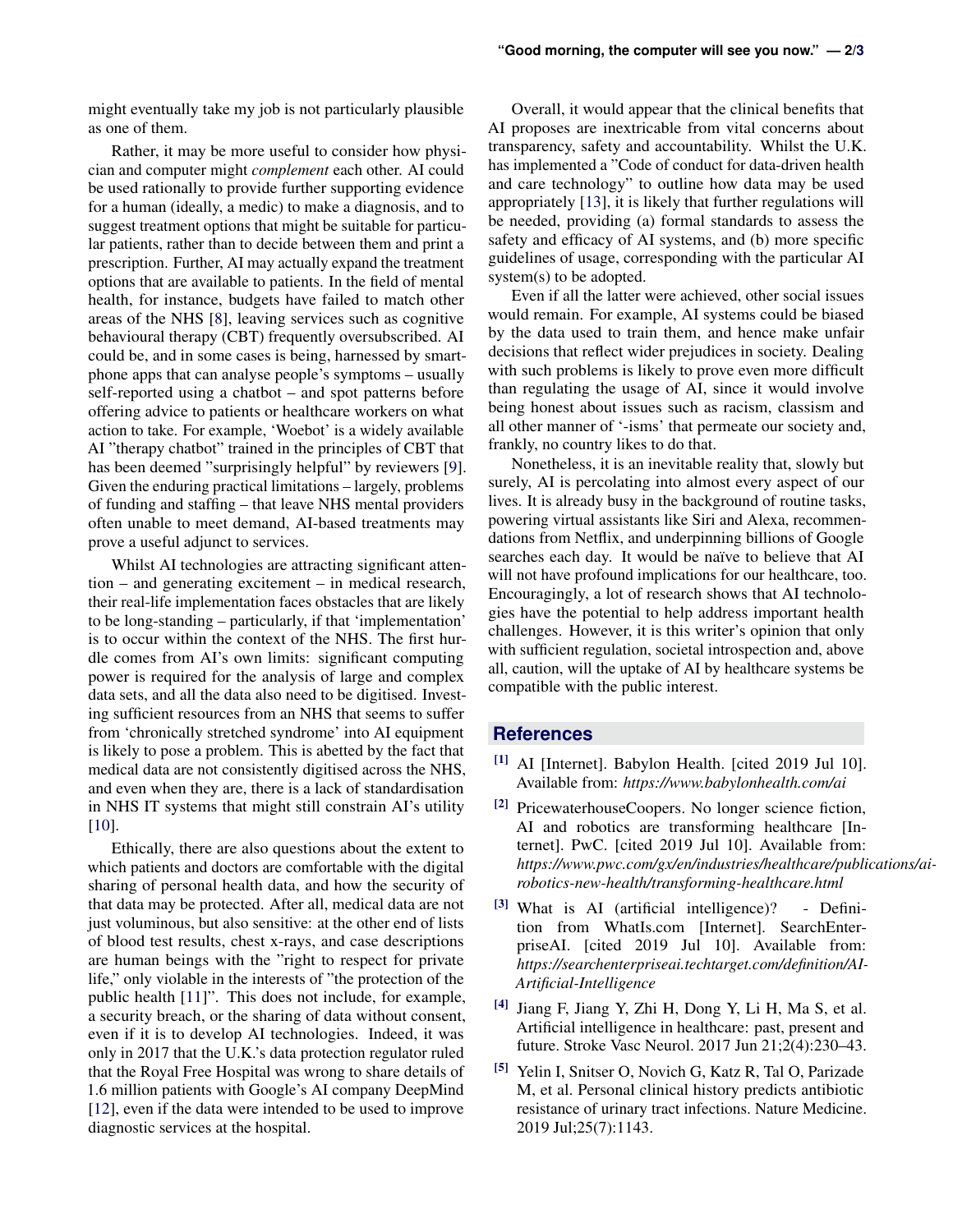might eventually take my job is not particularly plausible as one of them.

Rather, it may be more useful to consider how physician and computer might *complement* each other. AI could be used rationally to provide further supporting evidence for a human (ideally, a medic) to make a diagnosis, and to suggest treatment options that might be suitable for particular patients, rather than to decide between them and print a prescription. Further, AI may actually expand the treatment options that are available to patients. In the field of mental health, for instance, budgets have failed to match other areas of the NHS [8], leaving services such as cognitive behavioural therapy (CBT) frequently oversubscribed. AI could be, and in some cases is being, harnessed by smartphone apps that can analyse people's symptoms – usually self-reported using a chatbot – and spot patterns before offering advice to patients or healthcare workers on what action to take. For example, 'Woebot' is a widely available AI "therapy chatbot" trained in the principles of CBT that has been deemed "surprisingly helpful" by reviewers [9]. Given the enduring practical limitations – largely, problems of funding and staffing – that leave NHS mental providers often unable to meet demand, AI-based treatments may prove a useful adjunct to services.

Whilst AI technologies are attracting significant attention – and generating excitement – in medical research, their real-life implementation faces obstacles that are likely to be long-standing – particularly, if that 'implementation' is to occur within the context of the NHS. The first hurdle comes from AI's own limits: significant computing power is required for the analysis of large and complex data sets, and all the data also need to be digitised. Investing sufficient resources from an NHS that seems to suffer from 'chronically stretched syndrome' into AI equipment is likely to pose a problem. This is abetted by the fact that medical data are not consistently digitised across the NHS, and even when they are, there is a lack of standardisation in NHS IT systems that might still constrain AI's utility [10].

Ethically, there are also questions about the extent to which patients and doctors are comfortable with the digital sharing of personal health data, and how the security of that data may be protected. After all, medical data are not just voluminous, but also sensitive: at the other end of lists of blood test results, chest x-rays, and case descriptions are human beings with the "right to respect for private life," only violable in the interests of "the protection of the public health [11]". This does not include, for example, a security breach, or the sharing of data without consent, even if it is to develop AI technologies. Indeed, it was only in 2017 that the U.K.'s data protection regulator ruled that the Royal Free Hospital was wrong to share details of 1.6 million patients with Google's AI company DeepMind [12], even if the data were intended to be used to improve diagnostic services at the hospital.

Overall, it would appear that the clinical benefits that AI proposes are inextricable from vital concerns about transparency, safety and accountability. Whilst the U.K. has implemented a "Code of conduct for data-driven health and care technology" to outline how data may be used appropriately [13], it is likely that further regulations will be needed, providing (a) formal standards to assess the safety and efficacy of AI systems, and (b) more specific guidelines of usage, corresponding with the particular AI system(s) to be adopted.

Even if all the latter were achieved, other social issues would remain. For example, AI systems could be biased by the data used to train them, and hence make unfair decisions that reflect wider prejudices in society. Dealing with such problems is likely to prove even more difficult than regulating the usage of AI, since it would involve being honest about issues such as racism, classism and all other manner of '-isms' that permeate our society and, frankly, no country likes to do that.

Nonetheless, it is an inevitable reality that, slowly but surely, AI is percolating into almost every aspect of our lives. It is already busy in the background of routine tasks, powering virtual assistants like Siri and Alexa, recommendations from Netflix, and underpinning billions of Google searches each day. It would be naïve to believe that AI will not have profound implications for our healthcare, too. Encouragingly, a lot of research shows that AI technologies have the potential to help address important health challenges. However, it is this writer's opinion that only with sufficient regulation, societal introspection and, above all, caution, will the uptake of AI by healthcare systems be compatible with the public interest.

## References

[1] AI [Internet]. Babylon Health. [cited 2019 Jul 10]. Available from: *https://www.babylonhealth.com/ai*

[2] PricewaterhouseCoopers. No longer science fiction, AI and robotics are transforming healthcare [Internet]. PwC. [cited 2019 Jul 10]. Available from: *https://www.pwc.com/gx/en/industries/healthcare/publications/ai-robotics-new-health/transforming-healthcare.html*

[3] What is AI (artificial intelligence)? - Definition from WhatIs.com [Internet]. SearchEnterpriseAI. [cited 2019 Jul 10]. Available from: *https://searchenterpriseai.techtarget.com/definition/AI-Artificial-Intelligence*

[4] Jiang F, Jiang Y, Zhi H, Dong Y, Li H, Ma S, et al. Artificial intelligence in healthcare: past, present and future. Stroke Vasc Neurol. 2017 Jun 21;2(4):230–43.

[5] Yelin I, Snitser O, Novich G, Katz R, Tal O, Parizade M, et al. Personal clinical history predicts antibiotic resistance of urinary tract infections. Nature Medicine. 2019 Jul;25(7):1143.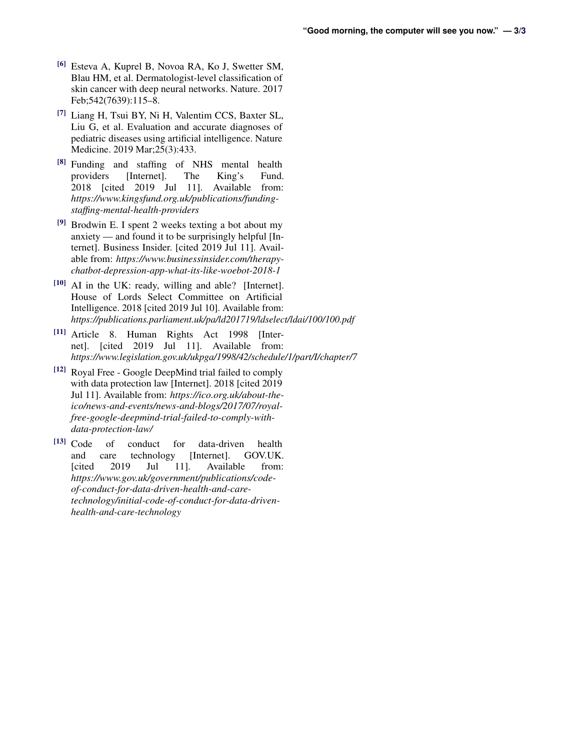[6] Esteva A, Kuprel B, Novoa RA, Ko J, Swetter SM, Blau HM, et al. Dermatologist-level classification of skin cancer with deep neural networks. Nature. 2017 Feb;542(7639):115–8.

[7] Liang H, Tsui BY, Ni H, Valentim CCS, Baxter SL, Liu G, et al. Evaluation and accurate diagnoses of pediatric diseases using artificial intelligence. Nature Medicine. 2019 Mar;25(3):433.

[8] Funding and staffing of NHS mental health providers [Internet]. The King's Fund. 2018 [cited 2019 Jul 11]. Available from: *https://www.kingsfund.org.uk/publications/funding-staffing-mental-health-providers*

[9] Brodwin E. I spent 2 weeks texting a bot about my anxiety — and found it to be surprisingly helpful [Internet]. Business Insider. [cited 2019 Jul 11]. Available from: *https://www.businessinsider.com/therapy-chatbot-depression-app-what-its-like-woebot-2018-1*

[10] AI in the UK: ready, willing and able? [Internet]. House of Lords Select Committee on Artificial Intelligence. 2018 [cited 2019 Jul 10]. Available from: *https://publications.parliament.uk/pa/ld201719/ldselect/ldai/100/100.pdf*

[11] Article 8. Human Rights Act 1998 [Internet]. [cited 2019 Jul 11]. Available from: *https://www.legislation.gov.uk/ukpga/1998/42/schedule/1/part/I/chapter/7*

[12] Royal Free - Google DeepMind trial failed to comply with data protection law [Internet]. 2018 [cited 2019 Jul 11]. Available from: *https://ico.org.uk/about-the-ico/news-and-events/news-and-blogs/2017/07/royal-free-google-deepmind-trial-failed-to-comply-with-data-protection-law/*

[13] Code of conduct for data-driven health and care technology [Internet]. GOV.UK. [cited 2019 Jul 11]. Available from: *https://www.gov.uk/government/publications/code-of-conduct-for-data-driven-health-and-care-technology/initial-code-of-conduct-for-data-driven-health-and-care-technology*